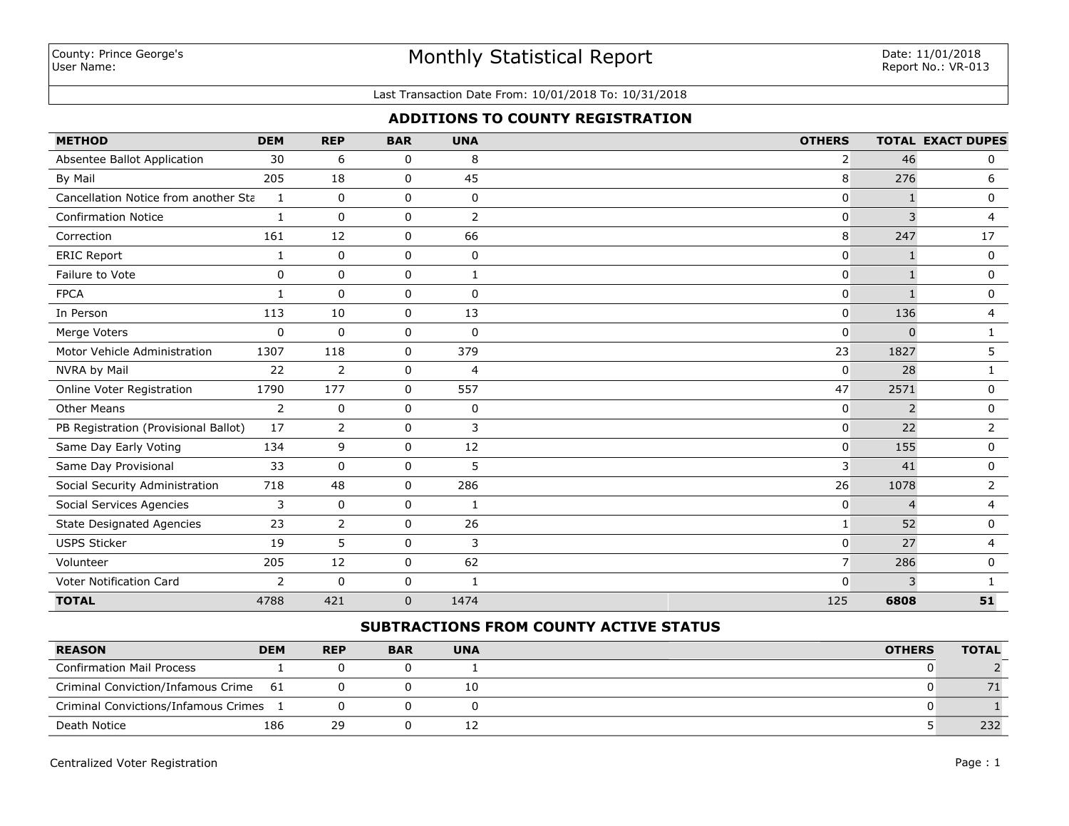County: Prince George's
User Name:

# Monthly Statistical Report

Date: 11/01/2018
Report No.: VR-013

Last Transaction Date From: 10/01/2018 To: 10/31/2018

## ADDITIONS TO COUNTY REGISTRATION

| METHOD | DEM | REP | BAR | UNA | OTHERS | TOTAL | EXACT DUPES |
|---|---|---|---|---|---|---|---|
| Absentee Ballot Application | 30 | 6 | 0 | 8 | 2 | 46 | 0 |
| By Mail | 205 | 18 | 0 | 45 | 8 | 276 | 6 |
| Cancellation Notice from another Sta | 1 | 0 | 0 | 0 | 0 | 1 | 0 |
| Confirmation Notice | 1 | 0 | 0 | 2 | 0 | 3 | 4 |
| Correction | 161 | 12 | 0 | 66 | 8 | 247 | 17 |
| ERIC Report | 1 | 0 | 0 | 0 | 0 | 1 | 0 |
| Failure to Vote | 0 | 0 | 0 | 1 | 0 | 1 | 0 |
| FPCA | 1 | 0 | 0 | 0 | 0 | 1 | 0 |
| In Person | 113 | 10 | 0 | 13 | 0 | 136 | 4 |
| Merge Voters | 0 | 0 | 0 | 0 | 0 | 0 | 1 |
| Motor Vehicle Administration | 1307 | 118 | 0 | 379 | 23 | 1827 | 5 |
| NVRA by Mail | 22 | 2 | 0 | 4 | 0 | 28 | 1 |
| Online Voter Registration | 1790 | 177 | 0 | 557 | 47 | 2571 | 0 |
| Other Means | 2 | 0 | 0 | 0 | 0 | 2 | 0 |
| PB Registration (Provisional Ballot) | 17 | 2 | 0 | 3 | 0 | 22 | 2 |
| Same Day Early Voting | 134 | 9 | 0 | 12 | 0 | 155 | 0 |
| Same Day Provisional | 33 | 0 | 0 | 5 | 3 | 41 | 0 |
| Social Security Administration | 718 | 48 | 0 | 286 | 26 | 1078 | 2 |
| Social Services Agencies | 3 | 0 | 0 | 1 | 0 | 4 | 4 |
| State Designated Agencies | 23 | 2 | 0 | 26 | 1 | 52 | 0 |
| USPS Sticker | 19 | 5 | 0 | 3 | 0 | 27 | 4 |
| Volunteer | 205 | 12 | 0 | 62 | 7 | 286 | 0 |
| Voter Notification Card | 2 | 0 | 0 | 1 | 0 | 3 | 1 |
| **TOTAL** | 4788 | 421 | 0 | 1474 | 125 | **6808** | **51** |

## SUBTRACTIONS FROM COUNTY ACTIVE STATUS

| REASON | DEM | REP | BAR | UNA | OTHERS | TOTAL |
|---|---|---|---|---|---|---|
| Confirmation Mail Process | 1 | 0 | 0 | 1 | 0 | 2 |
| Criminal Conviction/Infamous Crime | 61 | 0 | 0 | 10 | 0 | 71 |
| Criminal Convictions/Infamous Crimes | 1 | 0 | 0 | 0 | 0 | 1 |
| Death Notice | 186 | 29 | 0 | 12 | 5 | 232 |

Centralized Voter Registration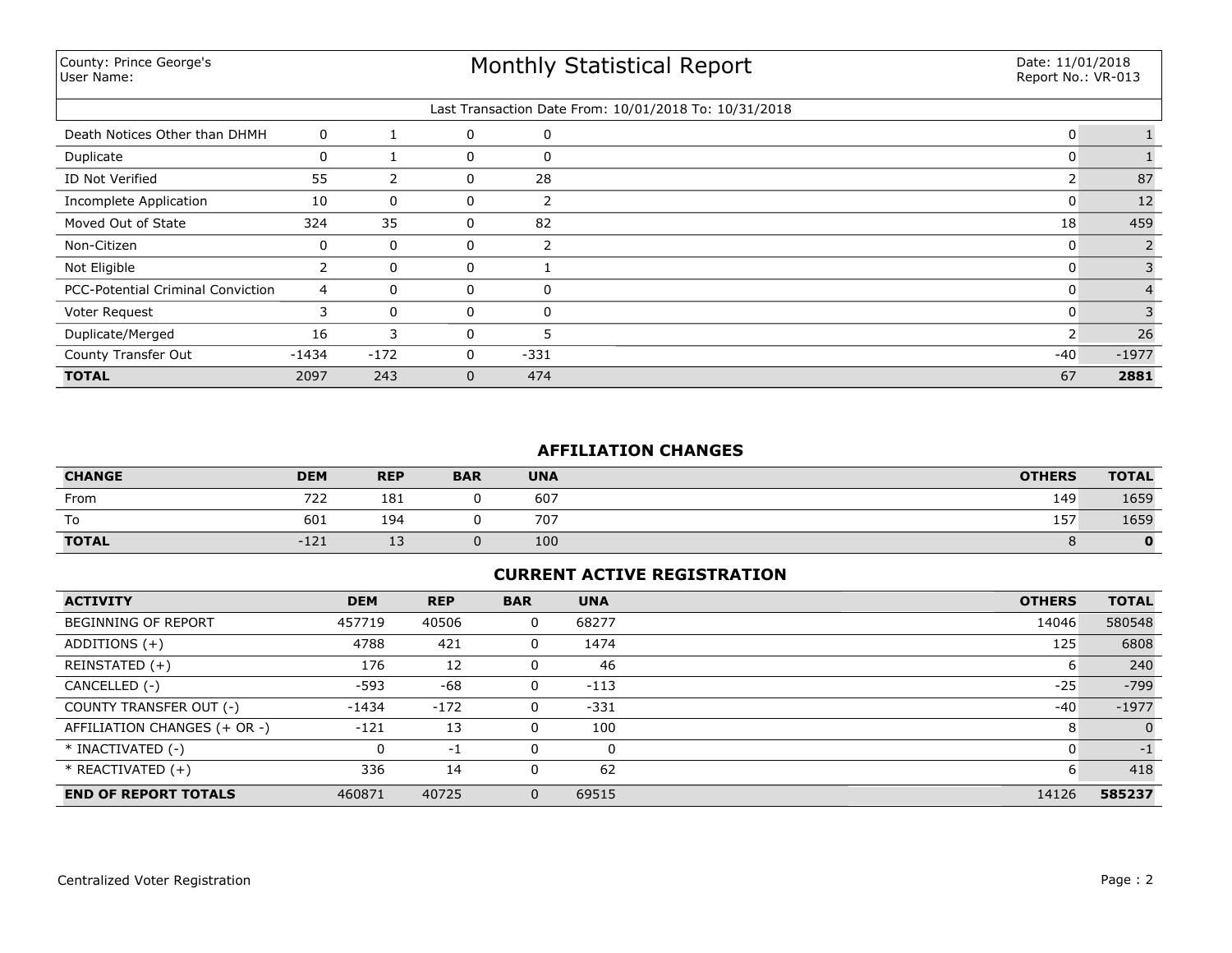County: Prince George's
User Name:

# Monthly Statistical Report

Date: 11/01/2018
Report No.: VR-013

Last Transaction Date From: 10/01/2018 To: 10/31/2018

| | | | | | | |
|---|---|---|---|---|---|---|
| Death Notices Other than DHMH | 0 | 1 | 0 | 0 | 0 | 1 |
| Duplicate | 0 | 1 | 0 | 0 | 0 | 1 |
| ID Not Verified | 55 | 2 | 0 | 28 | 2 | 87 |
| Incomplete Application | 10 | 0 | 0 | 2 | 0 | 12 |
| Moved Out of State | 324 | 35 | 0 | 82 | 18 | 459 |
| Non-Citizen | 0 | 0 | 0 | 2 | 0 | 2 |
| Not Eligible | 2 | 0 | 0 | 1 | 0 | 3 |
| PCC-Potential Criminal Conviction | 4 | 0 | 0 | 0 | 0 | 4 |
| Voter Request | 3 | 0 | 0 | 0 | 0 | 3 |
| Duplicate/Merged | 16 | 3 | 0 | 5 | 2 | 26 |
| County Transfer Out | -1434 | -172 | 0 | -331 | -40 | -1977 |
| **TOTAL** | 2097 | 243 | 0 | 474 | 67 | **2881** |

## AFFILIATION CHANGES

| CHANGE | DEM | REP | BAR | UNA | OTHERS | TOTAL |
|---|---|---|---|---|---|---|
| From | 722 | 181 | 0 | 607 | 149 | 1659 |
| To | 601 | 194 | 0 | 707 | 157 | 1659 |
| **TOTAL** | -121 | 13 | 0 | 100 | 8 | **0** |

## CURRENT ACTIVE REGISTRATION

| ACTIVITY | DEM | REP | BAR | UNA | OTHERS | TOTAL |
|---|---|---|---|---|---|---|
| BEGINNING OF REPORT | 457719 | 40506 | 0 | 68277 | 14046 | 580548 |
| ADDITIONS (+) | 4788 | 421 | 0 | 1474 | 125 | 6808 |
| REINSTATED (+) | 176 | 12 | 0 | 46 | 6 | 240 |
| CANCELLED (-) | -593 | -68 | 0 | -113 | -25 | -799 |
| COUNTY TRANSFER OUT (-) | -1434 | -172 | 0 | -331 | -40 | -1977 |
| AFFILIATION CHANGES (+ OR -) | -121 | 13 | 0 | 100 | 8 | 0 |
| * INACTIVATED (-) | 0 | -1 | 0 | 0 | 0 | -1 |
| * REACTIVATED (+) | 336 | 14 | 0 | 62 | 6 | 418 |
| **END OF REPORT TOTALS** | 460871 | 40725 | 0 | 69515 | 14126 | **585237** |

Centralized Voter Registration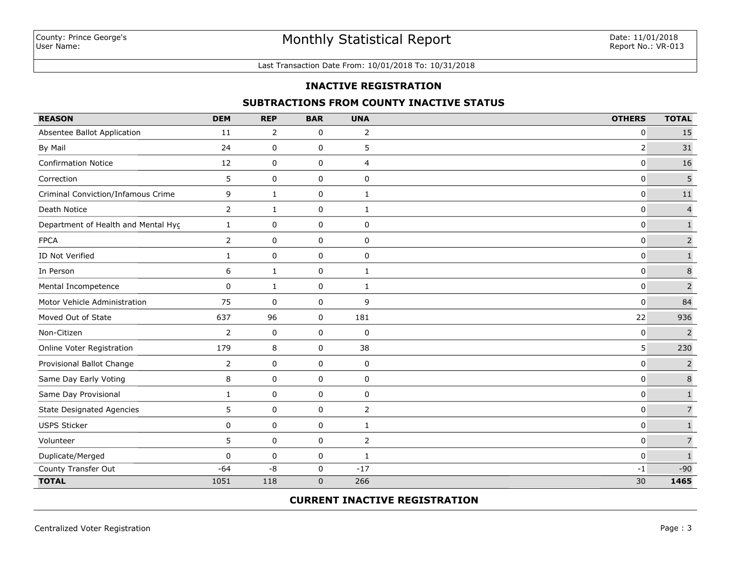County: Prince George's
User Name:

# Monthly Statistical Report

Date: 11/01/2018
Report No.: VR-013

Last Transaction Date From: 10/01/2018 To: 10/31/2018

## INACTIVE REGISTRATION

### SUBTRACTIONS FROM COUNTY INACTIVE STATUS

| REASON | DEM | REP | BAR | UNA | OTHERS | TOTAL |
|---|---|---|---|---|---|---|
| Absentee Ballot Application | 11 | 2 | 0 | 2 | 0 | 15 |
| By Mail | 24 | 0 | 0 | 5 | 2 | 31 |
| Confirmation Notice | 12 | 0 | 0 | 4 | 0 | 16 |
| Correction | 5 | 0 | 0 | 0 | 0 | 5 |
| Criminal Conviction/Infamous Crime | 9 | 1 | 0 | 1 | 0 | 11 |
| Death Notice | 2 | 1 | 0 | 1 | 0 | 4 |
| Department of Health and Mental Hyç | 1 | 0 | 0 | 0 | 0 | 1 |
| FPCA | 2 | 0 | 0 | 0 | 0 | 2 |
| ID Not Verified | 1 | 0 | 0 | 0 | 0 | 1 |
| In Person | 6 | 1 | 0 | 1 | 0 | 8 |
| Mental Incompetence | 0 | 1 | 0 | 1 | 0 | 2 |
| Motor Vehicle Administration | 75 | 0 | 0 | 9 | 0 | 84 |
| Moved Out of State | 637 | 96 | 0 | 181 | 22 | 936 |
| Non-Citizen | 2 | 0 | 0 | 0 | 0 | 2 |
| Online Voter Registration | 179 | 8 | 0 | 38 | 5 | 230 |
| Provisional Ballot Change | 2 | 0 | 0 | 0 | 0 | 2 |
| Same Day Early Voting | 8 | 0 | 0 | 0 | 0 | 8 |
| Same Day Provisional | 1 | 0 | 0 | 0 | 0 | 1 |
| State Designated Agencies | 5 | 0 | 0 | 2 | 0 | 7 |
| USPS Sticker | 0 | 0 | 0 | 1 | 0 | 1 |
| Volunteer | 5 | 0 | 0 | 2 | 0 | 7 |
| Duplicate/Merged | 0 | 0 | 0 | 1 | 0 | 1 |
| County Transfer Out | -64 | -8 | 0 | -17 | -1 | -90 |
| **TOTAL** | 1051 | 118 | 0 | 266 | 30 | **1465** |

### CURRENT INACTIVE REGISTRATION

Centralized Voter Registration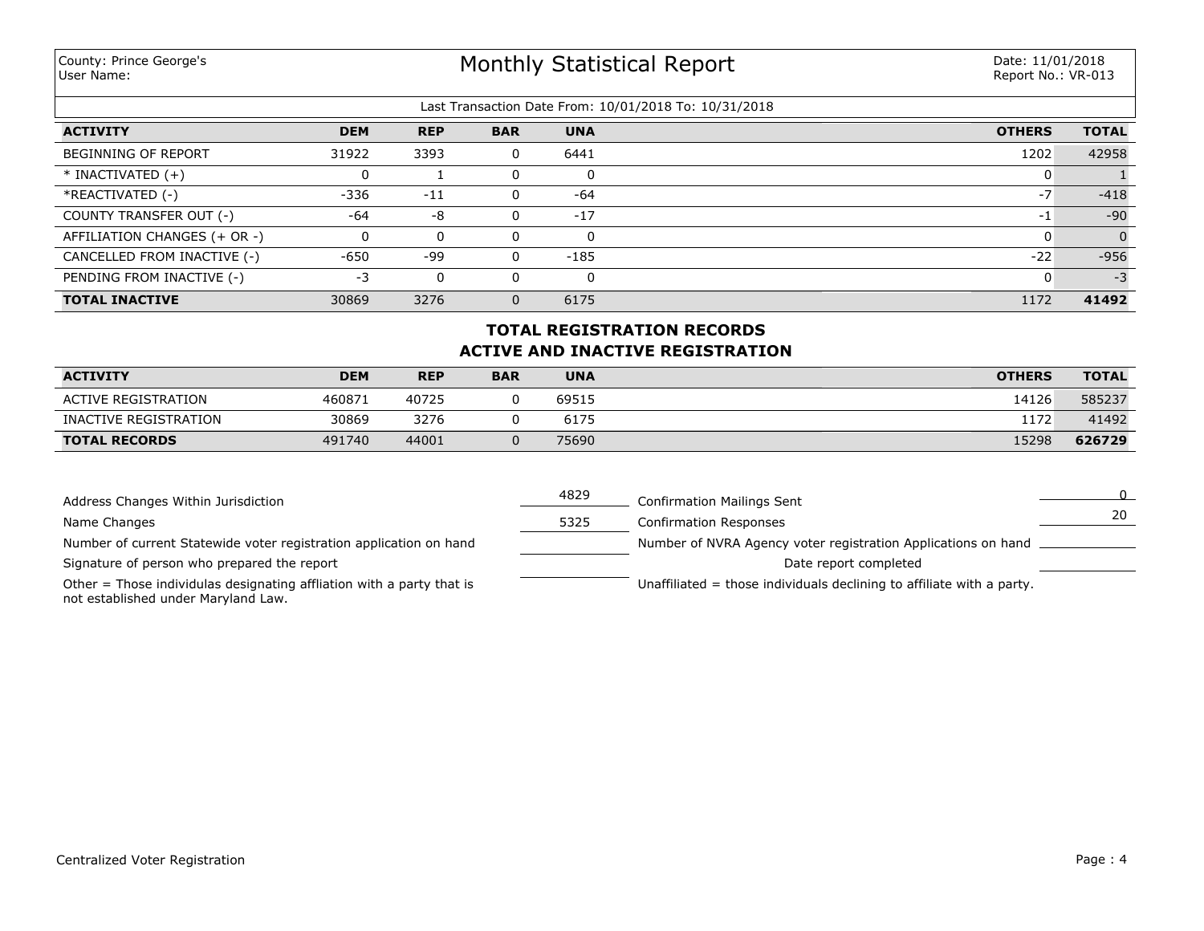County: Prince George's
User Name:

# Monthly Statistical Report

Date: 11/01/2018
Report No.: VR-013

Last Transaction Date From: 10/01/2018 To: 10/31/2018

| ACTIVITY | DEM | REP | BAR | UNA | OTHERS | TOTAL |
|---|---|---|---|---|---|---|
| BEGINNING OF REPORT | 31922 | 3393 | 0 | 6441 | 1202 | 42958 |
| * INACTIVATED (+) | 0 | 1 | 0 | 0 | 0 | 1 |
| *REACTIVATED (-) | -336 | -11 | 0 | -64 | -7 | -418 |
| COUNTY TRANSFER OUT (-) | -64 | -8 | 0 | -17 | -1 | -90 |
| AFFILIATION CHANGES (+ OR -) | 0 | 0 | 0 | 0 | 0 | 0 |
| CANCELLED FROM INACTIVE (-) | -650 | -99 | 0 | -185 | -22 | -956 |
| PENDING FROM INACTIVE (-) | -3 | 0 | 0 | 0 | 0 | -3 |
| **TOTAL INACTIVE** | 30869 | 3276 | 0 | 6175 | 1172 | **41492** |

## TOTAL REGISTRATION RECORDS
## ACTIVE AND INACTIVE REGISTRATION

| ACTIVITY | DEM | REP | BAR | UNA | OTHERS | TOTAL |
|---|---|---|---|---|---|---|
| ACTIVE REGISTRATION | 460871 | 40725 | 0 | 69515 | 14126 | 585237 |
| INACTIVE REGISTRATION | 30869 | 3276 | 0 | 6175 | 1172 | 41492 |
| **TOTAL RECORDS** | 491740 | 44001 | 0 | 75690 | 15298 | **626729** |

| | | | |
|---|---|---|---|
| Address Changes Within Jurisdiction | 4829 | Confirmation Mailings Sent | 0 |
| Name Changes | 5325 | Confirmation Responses | 20 |
| Number of current Statewide voter registration application on hand | | Number of NVRA Agency voter registration Applications on hand | |
| Signature of person who prepared the report | | Date report completed | |

Other = Those individulas designating affliation with a party that is not established under Maryland Law.

Unaffiliated = those individuals declining to affiliate with a party.

Centralized Voter Registration